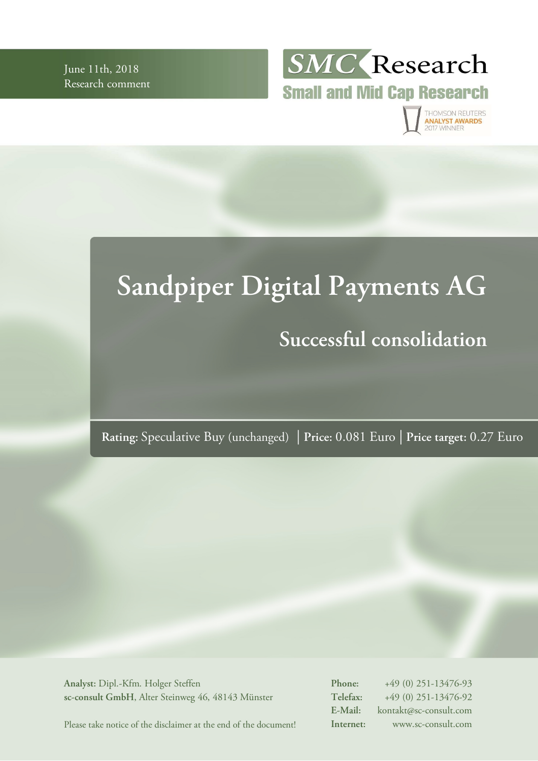June 11th, 2018
Research comment

SMC Research
Small and Mid Cap Research

THOMSON REUTERS ANALYST AWARDS 2017 WINNER

# Sandpiper Digital Payments AG

## Successful consolidation

**Rating:** Speculative Buy (unchanged) | **Price:** 0.081 Euro | **Price target:** 0.27 Euro

**Analyst:** Dipl.-Kfm. Holger Steffen
**sc-consult GmbH**, Alter Steinweg 46, 48143 Münster

Please take notice of the disclaimer at the end of the document!

**Phone:** +49 (0) 251-13476-93
**Telefax:** +49 (0) 251-13476-92
**E-Mail:** kontakt@sc-consult.com
**Internet:** www.sc-consult.com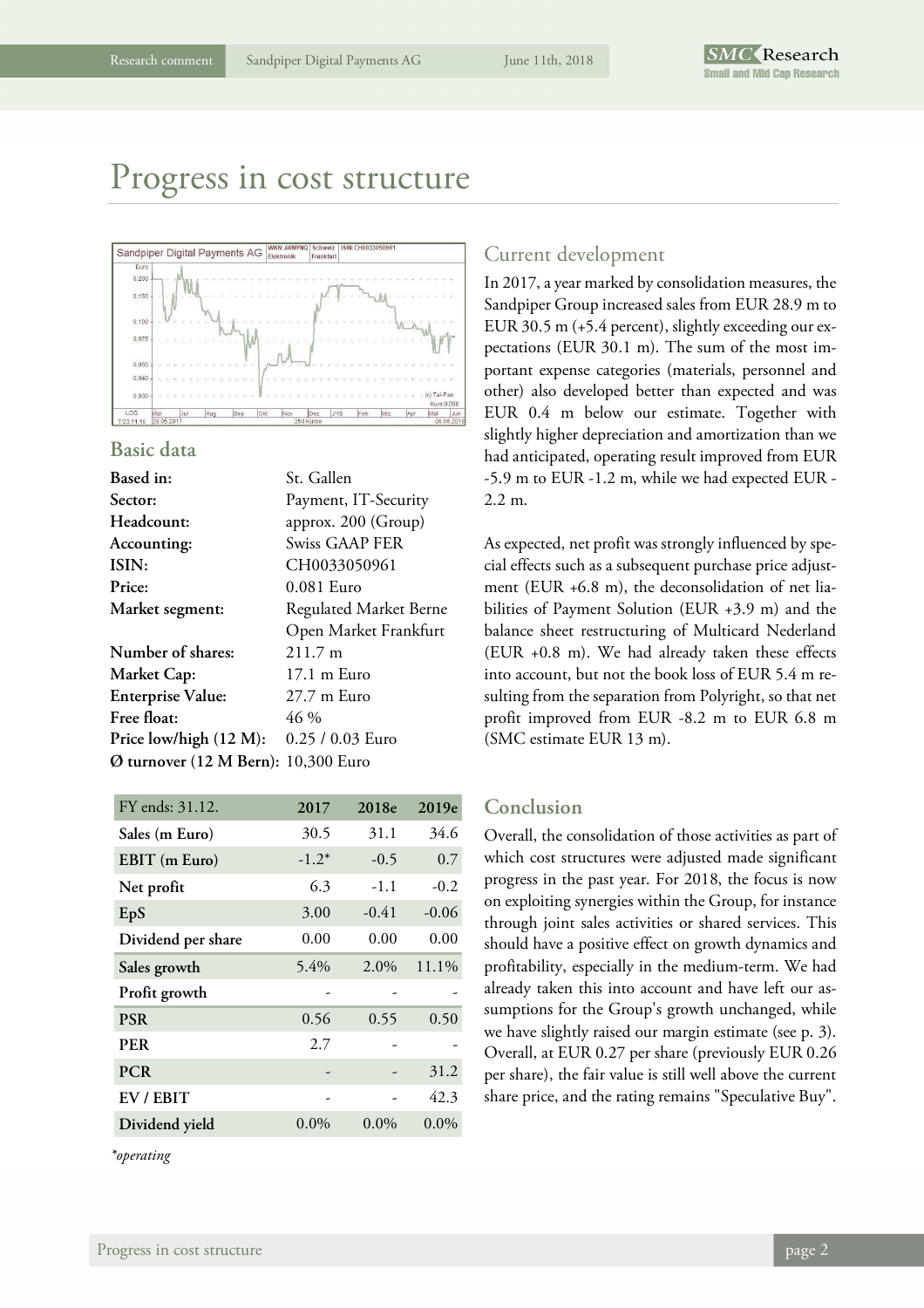// Progress in cost structure

## Basic data

| | |
|---|---|
| **Based in:** | St. Gallen |
| **Sector:** | Payment, IT-Security |
| **Headcount:** | approx. 200 (Group) |
| **Accounting:** | Swiss GAAP FER |
| **ISIN:** | CH0033050961 |
| **Price:** | 0.081 Euro |
| **Market segment:** | Regulated Market Berne<br>Open Market Frankfurt |
| **Number of shares:** | 211.7 m |
| **Market Cap:** | 17.1 m Euro |
| **Enterprise Value:** | 27.7 m Euro |
| **Free float:** | 46 % |
| **Price low/high (12 M):** | 0.25 / 0.03 Euro |
| **Ø turnover (12 M Bern):** | 10,300 Euro |

| FY ends: 31.12. | 2017 | 2018e | 2019e |
|---|---|---|---|
| **Sales (m Euro)** | 30.5 | 31.1 | 34.6 |
| **EBIT (m Euro)** | -1.2* | -0.5 | 0.7 |
| **Net profit** | 6.3 | -1.1 | -0.2 |
| **EpS** | 3.00 | -0.41 | -0.06 |
| **Dividend per share** | 0.00 | 0.00 | 0.00 |
| **Sales growth** | 5.4% | 2.0% | 11.1% |
| **Profit growth** | - | - | - |
| **PSR** | 0.56 | 0.55 | 0.50 |
| **PER** | 2.7 | - | - |
| **PCR** | - | - | 31.2 |
| **EV / EBIT** | - | - | 42.3 |
| **Dividend yield** | 0.0% | 0.0% | 0.0% |

**operating*

## Current development

In 2017, a year marked by consolidation measures, the Sandpiper Group increased sales from EUR 28.9 m to EUR 30.5 m (+5.4 percent), slightly exceeding our expectations (EUR 30.1 m). The sum of the most important expense categories (materials, personnel and other) also developed better than expected and was EUR 0.4 m below our estimate. Together with slightly higher depreciation and amortization than we had anticipated, operating result improved from EUR -5.9 m to EUR -1.2 m, while we had expected EUR -2.2 m.

As expected, net profit was strongly influenced by special effects such as a subsequent purchase price adjustment (EUR +6.8 m), the deconsolidation of net liabilities of Payment Solution (EUR +3.9 m) and the balance sheet restructuring of Multicard Nederland (EUR +0.8 m). We had already taken these effects into account, but not the book loss of EUR 5.4 m resulting from the separation from Polyright, so that net profit improved from EUR -8.2 m to EUR 6.8 m (SMC estimate EUR 13 m).

## Conclusion

Overall, the consolidation of those activities as part of which cost structures were adjusted made significant progress in the past year. For 2018, the focus is now on exploiting synergies within the Group, for instance through joint sales activities or shared services. This should have a positive effect on growth dynamics and profitability, especially in the medium-term. We had already taken this into account and have left our assumptions for the Group's growth unchanged, while we have slightly raised our margin estimate (see p. 3). Overall, at EUR 0.27 per share (previously EUR 0.26 per share), the fair value is still well above the current share price, and the rating remains "Speculative Buy".

# Progress in cost structure

## Basic data

| | |
|---|---|
| **Based in:** | St. Gallen |
| **Sector:** | Payment, IT-Security |
| **Headcount:** | approx. 200 (Group) |
| **Accounting:** | Swiss GAAP FER |
| **ISIN:** | CH0033050961 |
| **Price:** | 0.081 Euro |
| **Market segment:** | Regulated Market Berne<br>Open Market Frankfurt |
| **Number of shares:** | 211.7 m |
| **Market Cap:** | 17.1 m Euro |
| **Enterprise Value:** | 27.7 m Euro |
| **Free float:** | 46 % |
| **Price low/high (12 M):** | 0.25 / 0.03 Euro |
| **Ø turnover (12 M Bern):** | 10,300 Euro |

| FY ends: 31.12. | 2017 | 2018e | 2019e |
|---|---|---|---|
| **Sales (m Euro)** | 30.5 | 31.1 | 34.6 |
| **EBIT (m Euro)** | -1.2* | -0.5 | 0.7 |
| **Net profit** | 6.3 | -1.1 | -0.2 |
| **EpS** | 3.00 | -0.41 | -0.06 |
| **Dividend per share** | 0.00 | 0.00 | 0.00 |
| **Sales growth** | 5.4% | 2.0% | 11.1% |
| **Profit growth** | - | - | - |
| **PSR** | 0.56 | 0.55 | 0.50 |
| **PER** | 2.7 | - | - |
| **PCR** | - | - | 31.2 |
| **EV / EBIT** | - | - | 42.3 |
| **Dividend yield** | 0.0% | 0.0% | 0.0% |

*operating

## Current development

In 2017, a year marked by consolidation measures, the Sandpiper Group increased sales from EUR 28.9 m to EUR 30.5 m (+5.4 percent), slightly exceeding our expectations (EUR 30.1 m). The sum of the most important expense categories (materials, personnel and other) also developed better than expected and was EUR 0.4 m below our estimate. Together with slightly higher depreciation and amortization than we had anticipated, operating result improved from EUR -5.9 m to EUR -1.2 m, while we had expected EUR -2.2 m.

As expected, net profit was strongly influenced by special effects such as a subsequent purchase price adjustment (EUR +6.8 m), the deconsolidation of net liabilities of Payment Solution (EUR +3.9 m) and the balance sheet restructuring of Multicard Nederland (EUR +0.8 m). We had already taken these effects into account, but not the book loss of EUR 5.4 m resulting from the separation from Polyright, so that net profit improved from EUR -8.2 m to EUR 6.8 m (SMC estimate EUR 13 m).

## Conclusion

Overall, the consolidation of those activities as part of which cost structures were adjusted made significant progress in the past year. For 2018, the focus is now on exploiting synergies within the Group, for instance through joint sales activities or shared services. This should have a positive effect on growth dynamics and profitability, especially in the medium-term. We had already taken this into account and have left our assumptions for the Group's growth unchanged, while we have slightly raised our margin estimate (see p. 3). Overall, at EUR 0.27 per share (previously EUR 0.26 per share), the fair value is still well above the current share price, and the rating remains "Speculative Buy".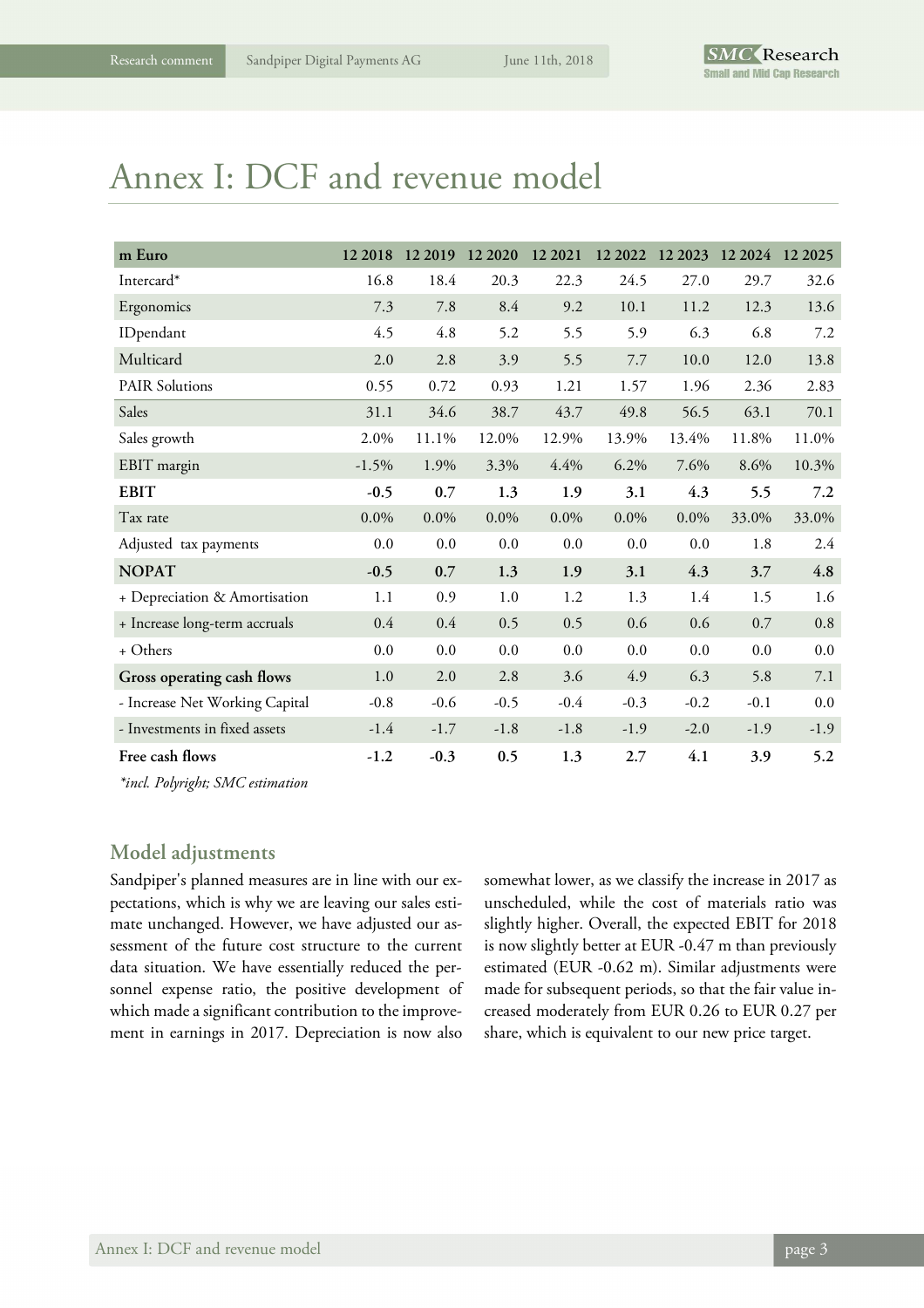# Annex I: DCF and revenue model

| m Euro | 12 2018 | 12 2019 | 12 2020 | 12 2021 | 12 2022 | 12 2023 | 12 2024 | 12 2025 |
|---|---|---|---|---|---|---|---|---|
| Intercard* | 16.8 | 18.4 | 20.3 | 22.3 | 24.5 | 27.0 | 29.7 | 32.6 |
| Ergonomics | 7.3 | 7.8 | 8.4 | 9.2 | 10.1 | 11.2 | 12.3 | 13.6 |
| IDpendant | 4.5 | 4.8 | 5.2 | 5.5 | 5.9 | 6.3 | 6.8 | 7.2 |
| Multicard | 2.0 | 2.8 | 3.9 | 5.5 | 7.7 | 10.0 | 12.0 | 13.8 |
| PAIR Solutions | 0.55 | 0.72 | 0.93 | 1.21 | 1.57 | 1.96 | 2.36 | 2.83 |
| Sales | 31.1 | 34.6 | 38.7 | 43.7 | 49.8 | 56.5 | 63.1 | 70.1 |
| Sales growth | 2.0% | 11.1% | 12.0% | 12.9% | 13.9% | 13.4% | 11.8% | 11.0% |
| EBIT margin | -1.5% | 1.9% | 3.3% | 4.4% | 6.2% | 7.6% | 8.6% | 10.3% |
| **EBIT** | **-0.5** | **0.7** | **1.3** | **1.9** | **3.1** | **4.3** | **5.5** | **7.2** |
| Tax rate | 0.0% | 0.0% | 0.0% | 0.0% | 0.0% | 0.0% | 33.0% | 33.0% |
| Adjusted tax payments | 0.0 | 0.0 | 0.0 | 0.0 | 0.0 | 0.0 | 1.8 | 2.4 |
| **NOPAT** | **-0.5** | **0.7** | **1.3** | **1.9** | **3.1** | **4.3** | **3.7** | **4.8** |
| + Depreciation & Amortisation | 1.1 | 0.9 | 1.0 | 1.2 | 1.3 | 1.4 | 1.5 | 1.6 |
| + Increase long-term accruals | 0.4 | 0.4 | 0.5 | 0.5 | 0.6 | 0.6 | 0.7 | 0.8 |
| + Others | 0.0 | 0.0 | 0.0 | 0.0 | 0.0 | 0.0 | 0.0 | 0.0 |
| **Gross operating cash flows** | 1.0 | 2.0 | 2.8 | 3.6 | 4.9 | 6.3 | 5.8 | 7.1 |
| - Increase Net Working Capital | -0.8 | -0.6 | -0.5 | -0.4 | -0.3 | -0.2 | -0.1 | 0.0 |
| - Investments in fixed assets | -1.4 | -1.7 | -1.8 | -1.8 | -1.9 | -2.0 | -1.9 | -1.9 |
| **Free cash flows** | **-1.2** | **-0.3** | **0.5** | **1.3** | **2.7** | **4.1** | **3.9** | **5.2** |

*\*incl. Polyright; SMC estimation*

## Model adjustments

Sandpiper's planned measures are in line with our expectations, which is why we are leaving our sales estimate unchanged. However, we have adjusted our assessment of the future cost structure to the current data situation. We have essentially reduced the personnel expense ratio, the positive development of which made a significant contribution to the improvement in earnings in 2017. Depreciation is now also somewhat lower, as we classify the increase in 2017 as unscheduled, while the cost of materials ratio was slightly higher. Overall, the expected EBIT for 2018 is now slightly better at EUR -0.47 m than previously estimated (EUR -0.62 m). Similar adjustments were made for subsequent periods, so that the fair value increased moderately from EUR 0.26 to EUR 0.27 per share, which is equivalent to our new price target.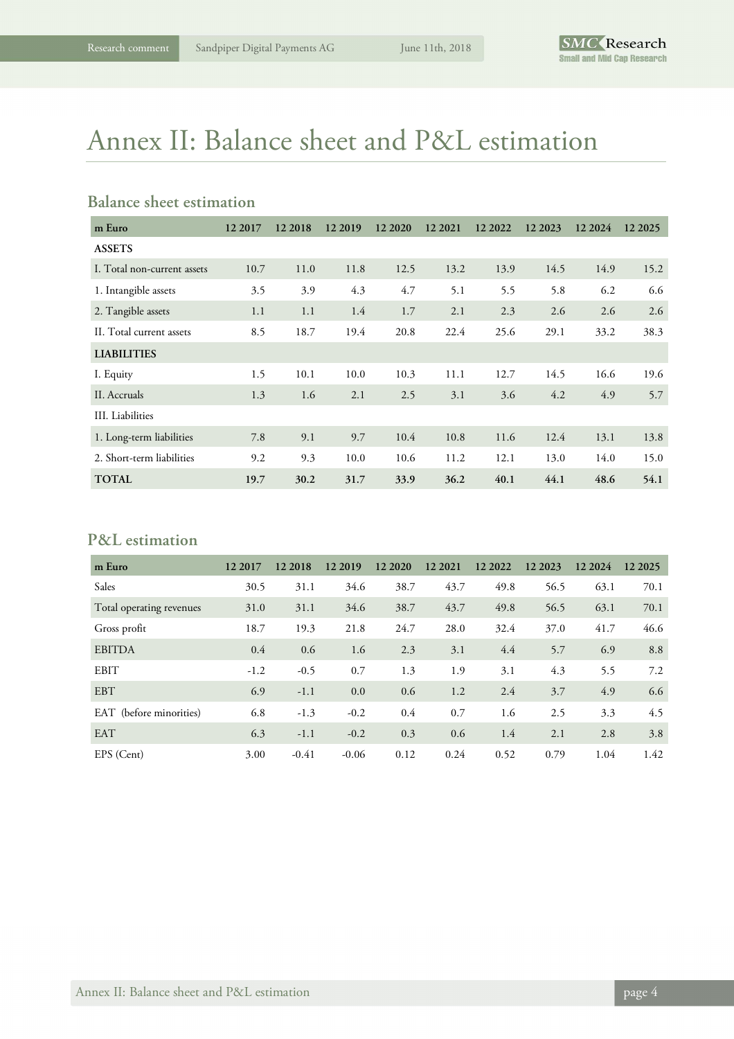# Annex II: Balance sheet and P&L estimation

## Balance sheet estimation

| m Euro | 12 2017 | 12 2018 | 12 2019 | 12 2020 | 12 2021 | 12 2022 | 12 2023 | 12 2024 | 12 2025 |
|---|---|---|---|---|---|---|---|---|---|
| **ASSETS** | | | | | | | | | |
| I. Total non-current assets | 10.7 | 11.0 | 11.8 | 12.5 | 13.2 | 13.9 | 14.5 | 14.9 | 15.2 |
| 1. Intangible assets | 3.5 | 3.9 | 4.3 | 4.7 | 5.1 | 5.5 | 5.8 | 6.2 | 6.6 |
| 2. Tangible assets | 1.1 | 1.1 | 1.4 | 1.7 | 2.1 | 2.3 | 2.6 | 2.6 | 2.6 |
| II. Total current assets | 8.5 | 18.7 | 19.4 | 20.8 | 22.4 | 25.6 | 29.1 | 33.2 | 38.3 |
| **LIABILITIES** | | | | | | | | | |
| I. Equity | 1.5 | 10.1 | 10.0 | 10.3 | 11.1 | 12.7 | 14.5 | 16.6 | 19.6 |
| II. Accruals | 1.3 | 1.6 | 2.1 | 2.5 | 3.1 | 3.6 | 4.2 | 4.9 | 5.7 |
| III. Liabilities | | | | | | | | | |
| 1. Long-term liabilities | 7.8 | 9.1 | 9.7 | 10.4 | 10.8 | 11.6 | 12.4 | 13.1 | 13.8 |
| 2. Short-term liabilities | 9.2 | 9.3 | 10.0 | 10.6 | 11.2 | 12.1 | 13.0 | 14.0 | 15.0 |
| **TOTAL** | **19.7** | **30.2** | **31.7** | **33.9** | **36.2** | **40.1** | **44.1** | **48.6** | **54.1** |

## P&L estimation

| m Euro | 12 2017 | 12 2018 | 12 2019 | 12 2020 | 12 2021 | 12 2022 | 12 2023 | 12 2024 | 12 2025 |
|---|---|---|---|---|---|---|---|---|---|
| Sales | 30.5 | 31.1 | 34.6 | 38.7 | 43.7 | 49.8 | 56.5 | 63.1 | 70.1 |
| Total operating revenues | 31.0 | 31.1 | 34.6 | 38.7 | 43.7 | 49.8 | 56.5 | 63.1 | 70.1 |
| Gross profit | 18.7 | 19.3 | 21.8 | 24.7 | 28.0 | 32.4 | 37.0 | 41.7 | 46.6 |
| EBITDA | 0.4 | 0.6 | 1.6 | 2.3 | 3.1 | 4.4 | 5.7 | 6.9 | 8.8 |
| EBIT | -1.2 | -0.5 | 0.7 | 1.3 | 1.9 | 3.1 | 4.3 | 5.5 | 7.2 |
| EBT | 6.9 | -1.1 | 0.0 | 0.6 | 1.2 | 2.4 | 3.7 | 4.9 | 6.6 |
| EAT (before minorities) | 6.8 | -1.3 | -0.2 | 0.4 | 0.7 | 1.6 | 2.5 | 3.3 | 4.5 |
| EAT | 6.3 | -1.1 | -0.2 | 0.3 | 0.6 | 1.4 | 2.1 | 2.8 | 3.8 |
| EPS (Cent) | 3.00 | -0.41 | -0.06 | 0.12 | 0.24 | 0.52 | 0.79 | 1.04 | 1.42 |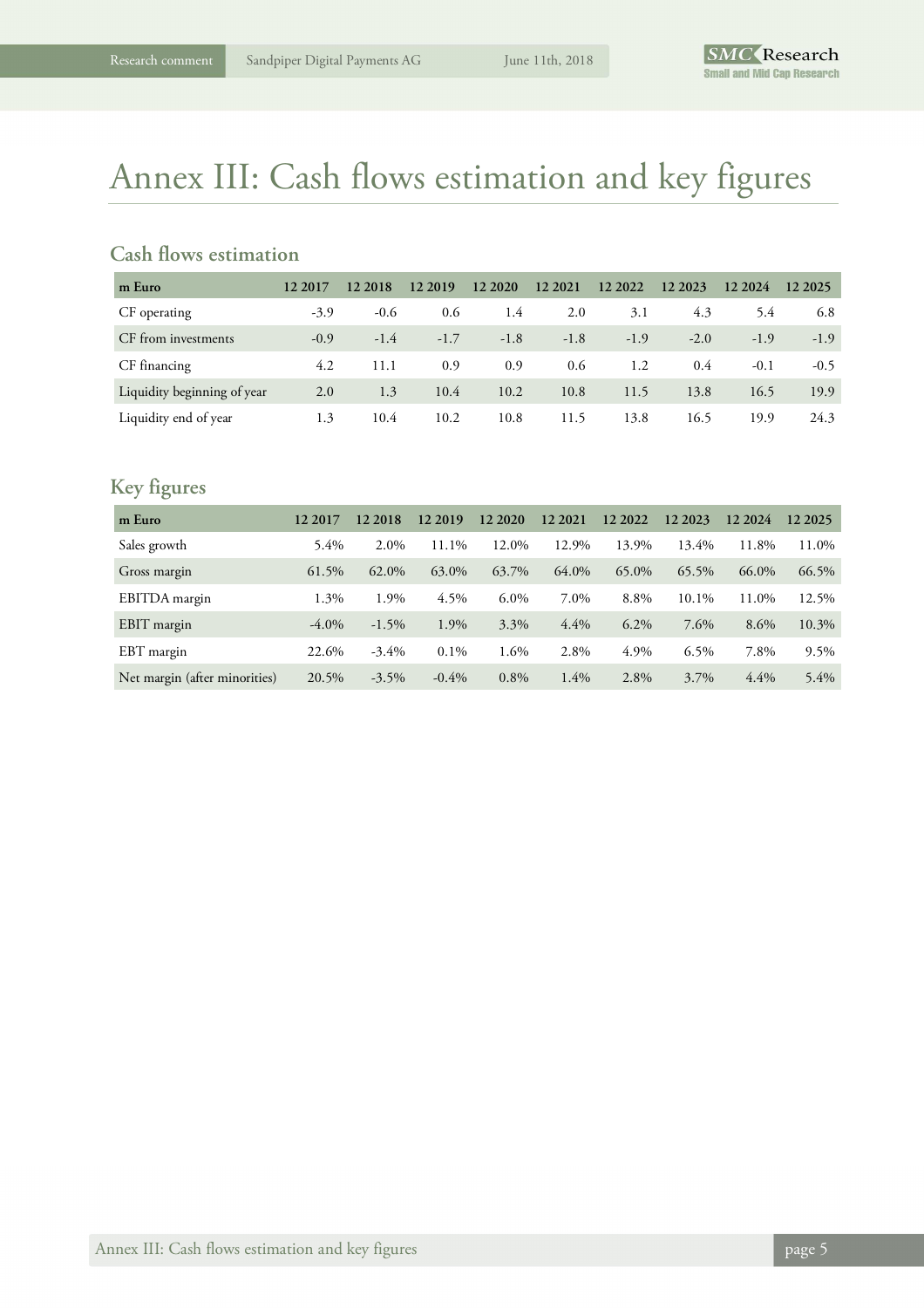# Annex III: Cash flows estimation and key figures

## Cash flows estimation

| m Euro | 12 2017 | 12 2018 | 12 2019 | 12 2020 | 12 2021 | 12 2022 | 12 2023 | 12 2024 | 12 2025 |
|---|---|---|---|---|---|---|---|---|---|
| CF operating | -3.9 | -0.6 | 0.6 | 1.4 | 2.0 | 3.1 | 4.3 | 5.4 | 6.8 |
| CF from investments | -0.9 | -1.4 | -1.7 | -1.8 | -1.8 | -1.9 | -2.0 | -1.9 | -1.9 |
| CF financing | 4.2 | 11.1 | 0.9 | 0.9 | 0.6 | 1.2 | 0.4 | -0.1 | -0.5 |
| Liquidity beginning of year | 2.0 | 1.3 | 10.4 | 10.2 | 10.8 | 11.5 | 13.8 | 16.5 | 19.9 |
| Liquidity end of year | 1.3 | 10.4 | 10.2 | 10.8 | 11.5 | 13.8 | 16.5 | 19.9 | 24.3 |

## Key figures

| m Euro | 12 2017 | 12 2018 | 12 2019 | 12 2020 | 12 2021 | 12 2022 | 12 2023 | 12 2024 | 12 2025 |
|---|---|---|---|---|---|---|---|---|---|
| Sales growth | 5.4% | 2.0% | 11.1% | 12.0% | 12.9% | 13.9% | 13.4% | 11.8% | 11.0% |
| Gross margin | 61.5% | 62.0% | 63.0% | 63.7% | 64.0% | 65.0% | 65.5% | 66.0% | 66.5% |
| EBITDA margin | 1.3% | 1.9% | 4.5% | 6.0% | 7.0% | 8.8% | 10.1% | 11.0% | 12.5% |
| EBIT margin | -4.0% | -1.5% | 1.9% | 3.3% | 4.4% | 6.2% | 7.6% | 8.6% | 10.3% |
| EBT margin | 22.6% | -3.4% | 0.1% | 1.6% | 2.8% | 4.9% | 6.5% | 7.8% | 9.5% |
| Net margin (after minorities) | 20.5% | -3.5% | -0.4% | 0.8% | 1.4% | 2.8% | 3.7% | 4.4% | 5.4% |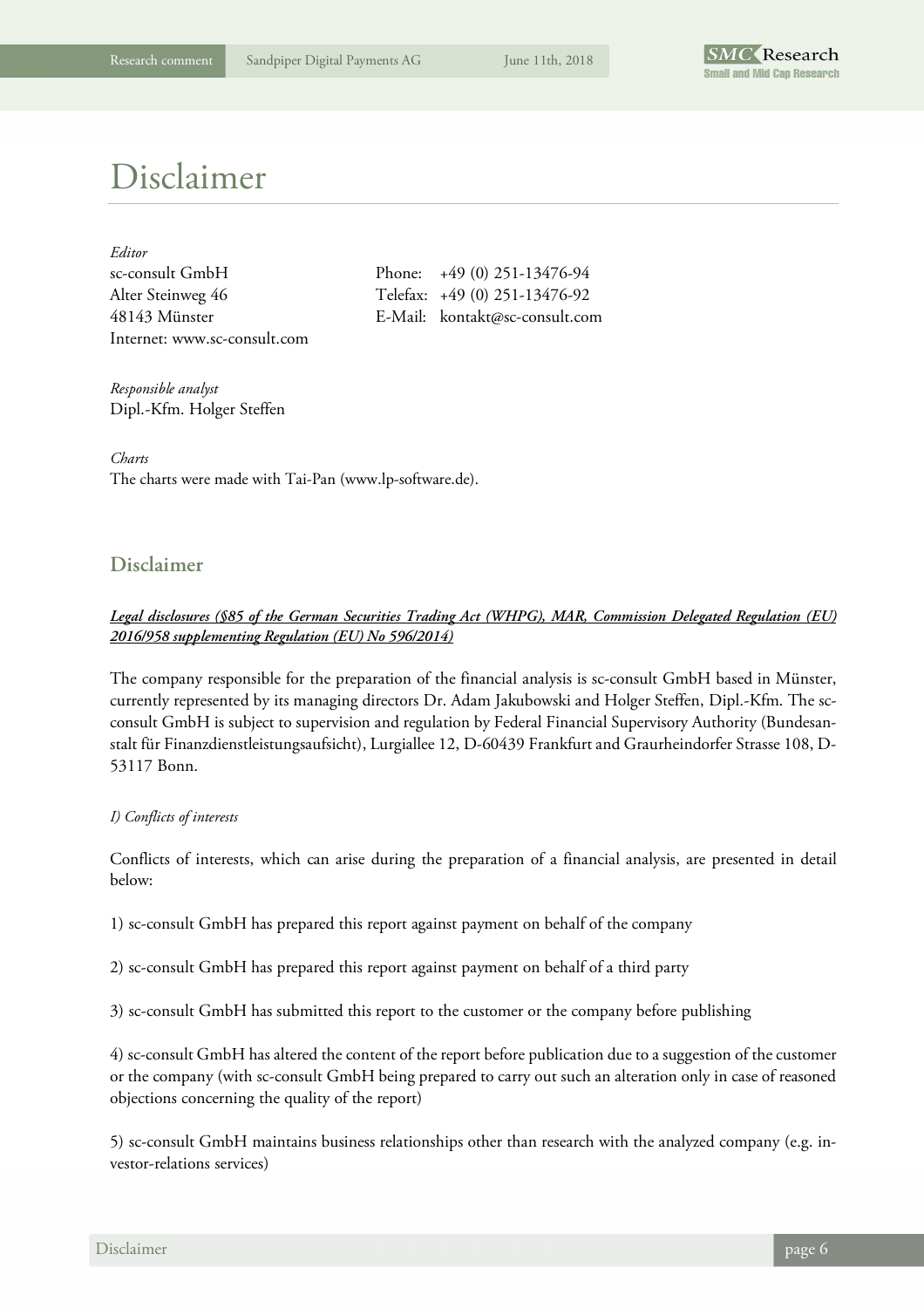# Disclaimer

*Editor*
sc-consult GmbH
Alter Steinweg 46
48143 Münster
Internet: www.sc-consult.com

Phone: +49 (0) 251-13476-94
Telefax: +49 (0) 251-13476-92
E-Mail: kontakt@sc-consult.com

*Responsible analyst*
Dipl.-Kfm. Holger Steffen

*Charts*
The charts were made with Tai-Pan (www.lp-software.de).

## Disclaimer

***Legal disclosures (§85 of the German Securities Trading Act (WHPG), MAR, Commission Delegated Regulation (EU) 2016/958 supplementing Regulation (EU) No 596/2014)***

The company responsible for the preparation of the financial analysis is sc-consult GmbH based in Münster, currently represented by its managing directors Dr. Adam Jakubowski and Holger Steffen, Dipl.-Kfm. The sc-consult GmbH is subject to supervision and regulation by Federal Financial Supervisory Authority (Bundesanstalt für Finanzdienstleistungsaufsicht), Lurgiallee 12, D-60439 Frankfurt and Graurheindorfer Strasse 108, D-53117 Bonn.

*I) Conflicts of interests*

Conflicts of interests, which can arise during the preparation of a financial analysis, are presented in detail below:

1) sc-consult GmbH has prepared this report against payment on behalf of the company

2) sc-consult GmbH has prepared this report against payment on behalf of a third party

3) sc-consult GmbH has submitted this report to the customer or the company before publishing

4) sc-consult GmbH has altered the content of the report before publication due to a suggestion of the customer or the company (with sc-consult GmbH being prepared to carry out such an alteration only in case of reasoned objections concerning the quality of the report)

5) sc-consult GmbH maintains business relationships other than research with the analyzed company (e.g. investor-relations services)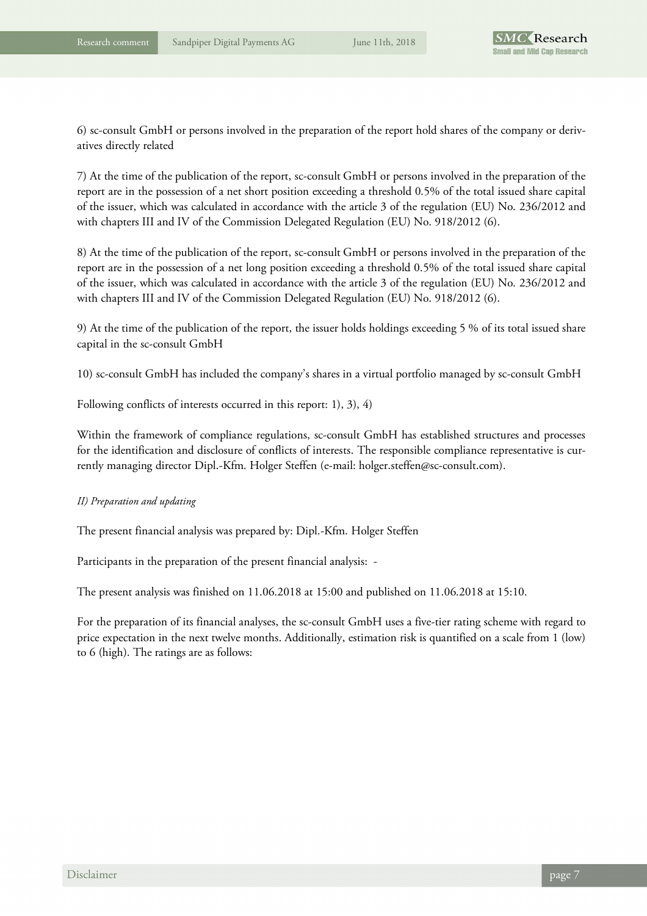6) sc-consult GmbH or persons involved in the preparation of the report hold shares of the company or derivatives directly related

7) At the time of the publication of the report, sc-consult GmbH or persons involved in the preparation of the report are in the possession of a net short position exceeding a threshold 0.5% of the total issued share capital of the issuer, which was calculated in accordance with the article 3 of the regulation (EU) No. 236/2012 and with chapters III and IV of the Commission Delegated Regulation (EU) No. 918/2012 (6).

8) At the time of the publication of the report, sc-consult GmbH or persons involved in the preparation of the report are in the possession of a net long position exceeding a threshold 0.5% of the total issued share capital of the issuer, which was calculated in accordance with the article 3 of the regulation (EU) No. 236/2012 and with chapters III and IV of the Commission Delegated Regulation (EU) No. 918/2012 (6).

9) At the time of the publication of the report, the issuer holds holdings exceeding 5 % of its total issued share capital in the sc-consult GmbH

10) sc-consult GmbH has included the company's shares in a virtual portfolio managed by sc-consult GmbH

Following conflicts of interests occurred in this report: 1), 3), 4)

Within the framework of compliance regulations, sc-consult GmbH has established structures and processes for the identification and disclosure of conflicts of interests. The responsible compliance representative is currently managing director Dipl.-Kfm. Holger Steffen (e-mail: holger.steffen@sc-consult.com).

*II) Preparation and updating*

The present financial analysis was prepared by: Dipl.-Kfm. Holger Steffen

Participants in the preparation of the present financial analysis: -

The present analysis was finished on 11.06.2018 at 15:00 and published on 11.06.2018 at 15:10.

For the preparation of its financial analyses, the sc-consult GmbH uses a five-tier rating scheme with regard to price expectation in the next twelve months. Additionally, estimation risk is quantified on a scale from 1 (low) to 6 (high). The ratings are as follows: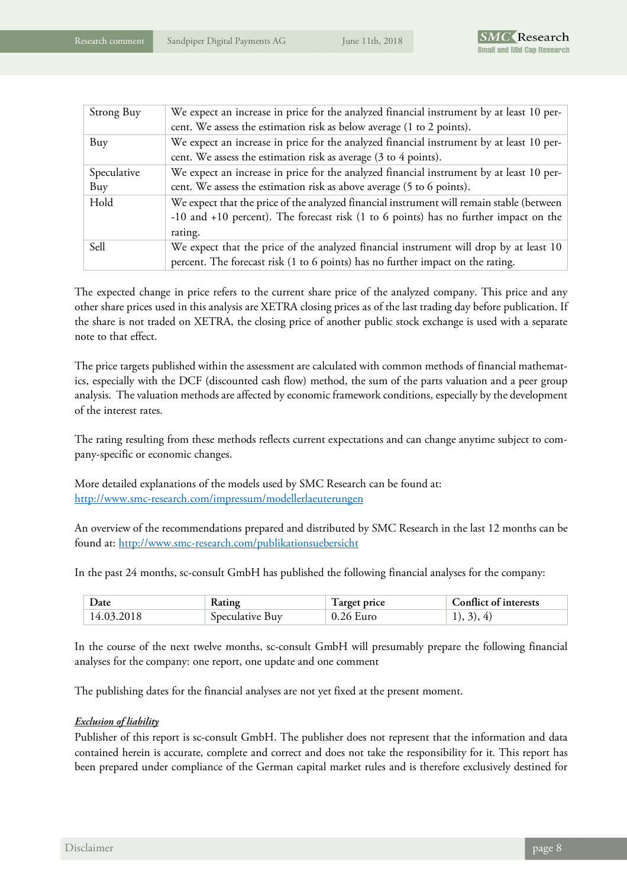| | |
|---|---|
| Strong Buy | We expect an increase in price for the analyzed financial instrument by at least 10 percent. We assess the estimation risk as below average (1 to 2 points). |
| Buy | We expect an increase in price for the analyzed financial instrument by at least 10 percent. We assess the estimation risk as average (3 to 4 points). |
| Speculative Buy | We expect an increase in price for the analyzed financial instrument by at least 10 percent. We assess the estimation risk as above average (5 to 6 points). |
| Hold | We expect that the price of the analyzed financial instrument will remain stable (between -10 and +10 percent). The forecast risk (1 to 6 points) has no further impact on the rating. |
| Sell | We expect that the price of the analyzed financial instrument will drop by at least 10 percent. The forecast risk (1 to 6 points) has no further impact on the rating. |

The expected change in price refers to the current share price of the analyzed company. This price and any other share prices used in this analysis are XETRA closing prices as of the last trading day before publication. If the share is not traded on XETRA, the closing price of another public stock exchange is used with a separate note to that effect.

The price targets published within the assessment are calculated with common methods of financial mathematics, especially with the DCF (discounted cash flow) method, the sum of the parts valuation and a peer group analysis. The valuation methods are affected by economic framework conditions, especially by the development of the interest rates.

The rating resulting from these methods reflects current expectations and can change anytime subject to company-specific or economic changes.

More detailed explanations of the models used by SMC Research can be found at:
http://www.smc-research.com/impressum/modellerlaeuterungen

An overview of the recommendations prepared and distributed by SMC Research in the last 12 months can be found at: http://www.smc-research.com/publikationsuebersicht

In the past 24 months, sc-consult GmbH has published the following financial analyses for the company:

| Date | Rating | Target price | Conflict of interests |
|---|---|---|---|
| 14.03.2018 | Speculative Buy | 0.26 Euro | 1), 3), 4) |

In the course of the next twelve months, sc-consult GmbH will presumably prepare the following financial analyses for the company: one report, one update and one comment

The publishing dates for the financial analyses are not yet fixed at the present moment.

***Exclusion of liability***

Publisher of this report is sc-consult GmbH. The publisher does not represent that the information and data contained herein is accurate, complete and correct and does not take the responsibility for it. This report has been prepared under compliance of the German capital market rules and is therefore exclusively destined for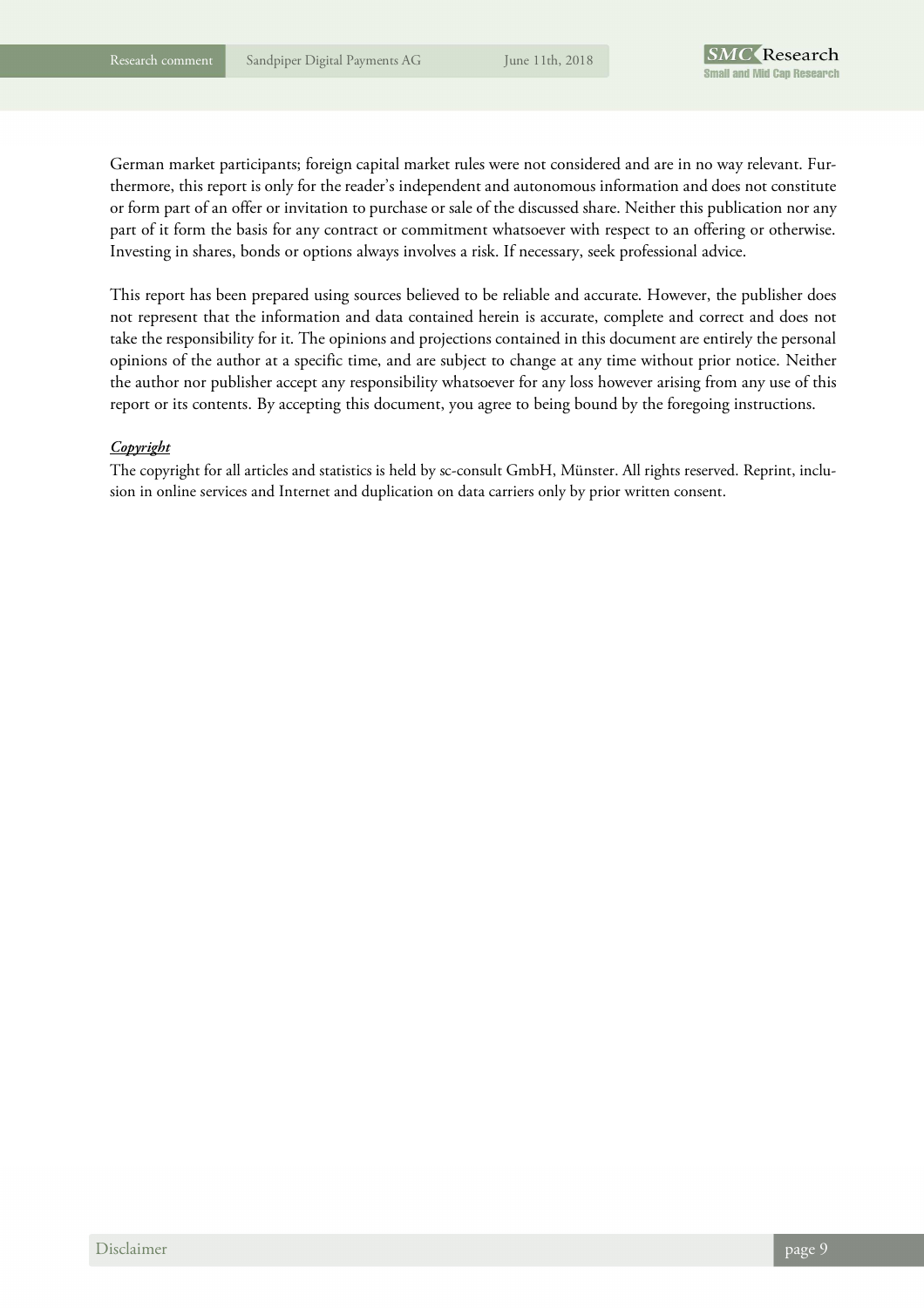German market participants; foreign capital market rules were not considered and are in no way relevant. Furthermore, this report is only for the reader's independent and autonomous information and does not constitute or form part of an offer or invitation to purchase or sale of the discussed share. Neither this publication nor any part of it form the basis for any contract or commitment whatsoever with respect to an offering or otherwise. Investing in shares, bonds or options always involves a risk. If necessary, seek professional advice.

This report has been prepared using sources believed to be reliable and accurate. However, the publisher does not represent that the information and data contained herein is accurate, complete and correct and does not take the responsibility for it. The opinions and projections contained in this document are entirely the personal opinions of the author at a specific time, and are subject to change at any time without prior notice. Neither the author nor publisher accept any responsibility whatsoever for any loss however arising from any use of this report or its contents. By accepting this document, you agree to being bound by the foregoing instructions.

***Copyright***

The copyright for all articles and statistics is held by sc-consult GmbH, Münster. All rights reserved. Reprint, inclusion in online services and Internet and duplication on data carriers only by prior written consent.